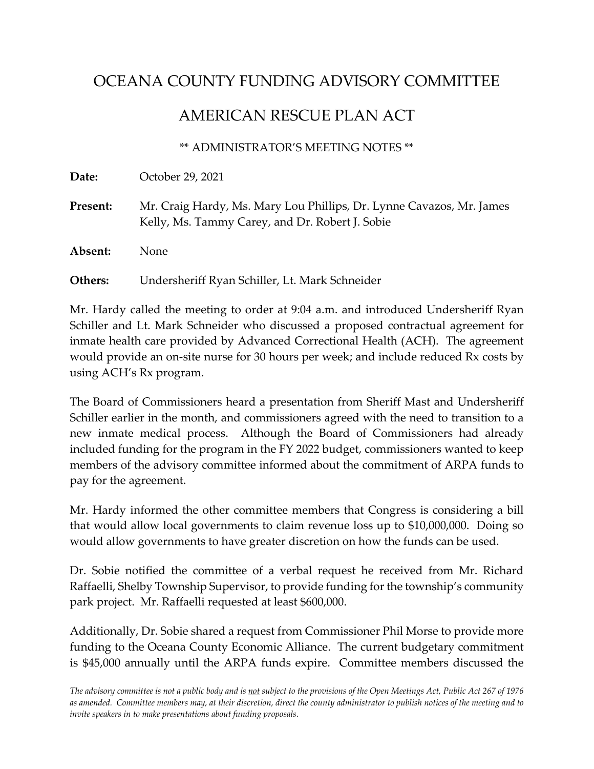# OCEANA COUNTY FUNDING ADVISORY COMMITTEE

# AMERICAN RESCUE PLAN ACT

** ADMINISTRATOR'S MEETING NOTES **

**Date:** October 29, 2021

**Present:** Mr. Craig Hardy, Ms. Mary Lou Phillips, Dr. Lynne Cavazos, Mr. James Kelly, Ms. Tammy Carey, and Dr. Robert J. Sobie

**Absent:** None

**Others:** Undersheriff Ryan Schiller, Lt. Mark Schneider

Mr. Hardy called the meeting to order at 9:04 a.m. and introduced Undersheriff Ryan Schiller and Lt. Mark Schneider who discussed a proposed contractual agreement for inmate health care provided by Advanced Correctional Health (ACH). The agreement would provide an on-site nurse for 30 hours per week; and include reduced Rx costs by using ACH's Rx program.

The Board of Commissioners heard a presentation from Sheriff Mast and Undersheriff Schiller earlier in the month, and commissioners agreed with the need to transition to a new inmate medical process. Although the Board of Commissioners had already included funding for the program in the FY 2022 budget, commissioners wanted to keep members of the advisory committee informed about the commitment of ARPA funds to pay for the agreement.

Mr. Hardy informed the other committee members that Congress is considering a bill that would allow local governments to claim revenue loss up to $10,000,000. Doing so would allow governments to have greater discretion on how the funds can be used.

Dr. Sobie notified the committee of a verbal request he received from Mr. Richard Raffaelli, Shelby Township Supervisor, to provide funding for the township's community park project. Mr. Raffaelli requested at least $600,000.

Additionally, Dr. Sobie shared a request from Commissioner Phil Morse to provide more funding to the Oceana County Economic Alliance. The current budgetary commitment is $45,000 annually until the ARPA funds expire. Committee members discussed the

*The advisory committee is not a public body and is not subject to the provisions of the Open Meetings Act, Public Act 267 of 1976 as amended. Committee members may, at their discretion, direct the county administrator to publish notices of the meeting and to invite speakers in to make presentations about funding proposals.*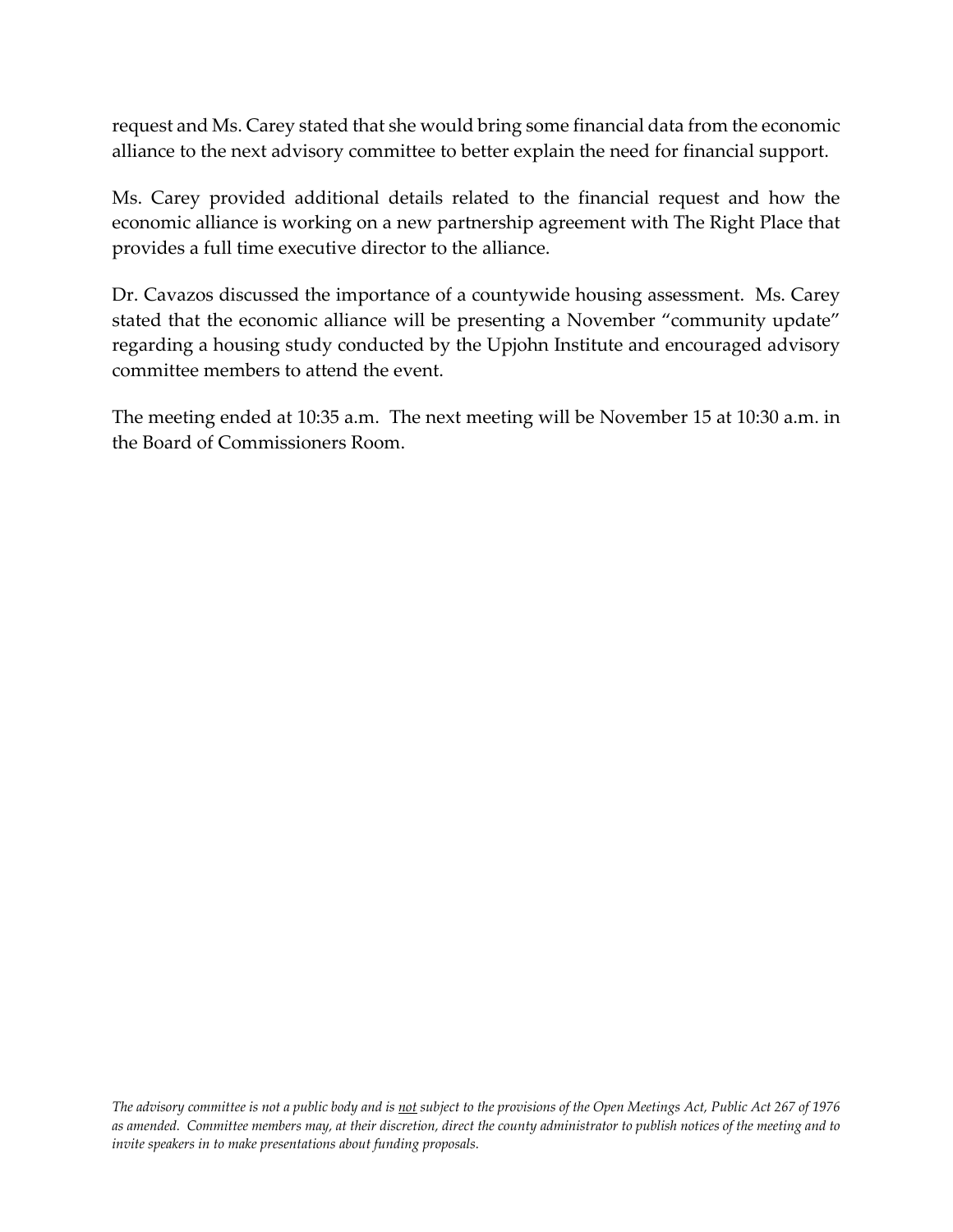request and Ms. Carey stated that she would bring some financial data from the economic alliance to the next advisory committee to better explain the need for financial support.

Ms. Carey provided additional details related to the financial request and how the economic alliance is working on a new partnership agreement with The Right Place that provides a full time executive director to the alliance.

Dr. Cavazos discussed the importance of a countywide housing assessment. Ms. Carey stated that the economic alliance will be presenting a November "community update" regarding a housing study conducted by the Upjohn Institute and encouraged advisory committee members to attend the event.

The meeting ended at 10:35 a.m. The next meeting will be November 15 at 10:30 a.m. in the Board of Commissioners Room.

*The advisory committee is not a public body and is <u>not</u> subject to the provisions of the Open Meetings Act, Public Act 267 of 1976 as amended. Committee members may, at their discretion, direct the county administrator to publish notices of the meeting and to invite speakers in to make presentations about funding proposals.*